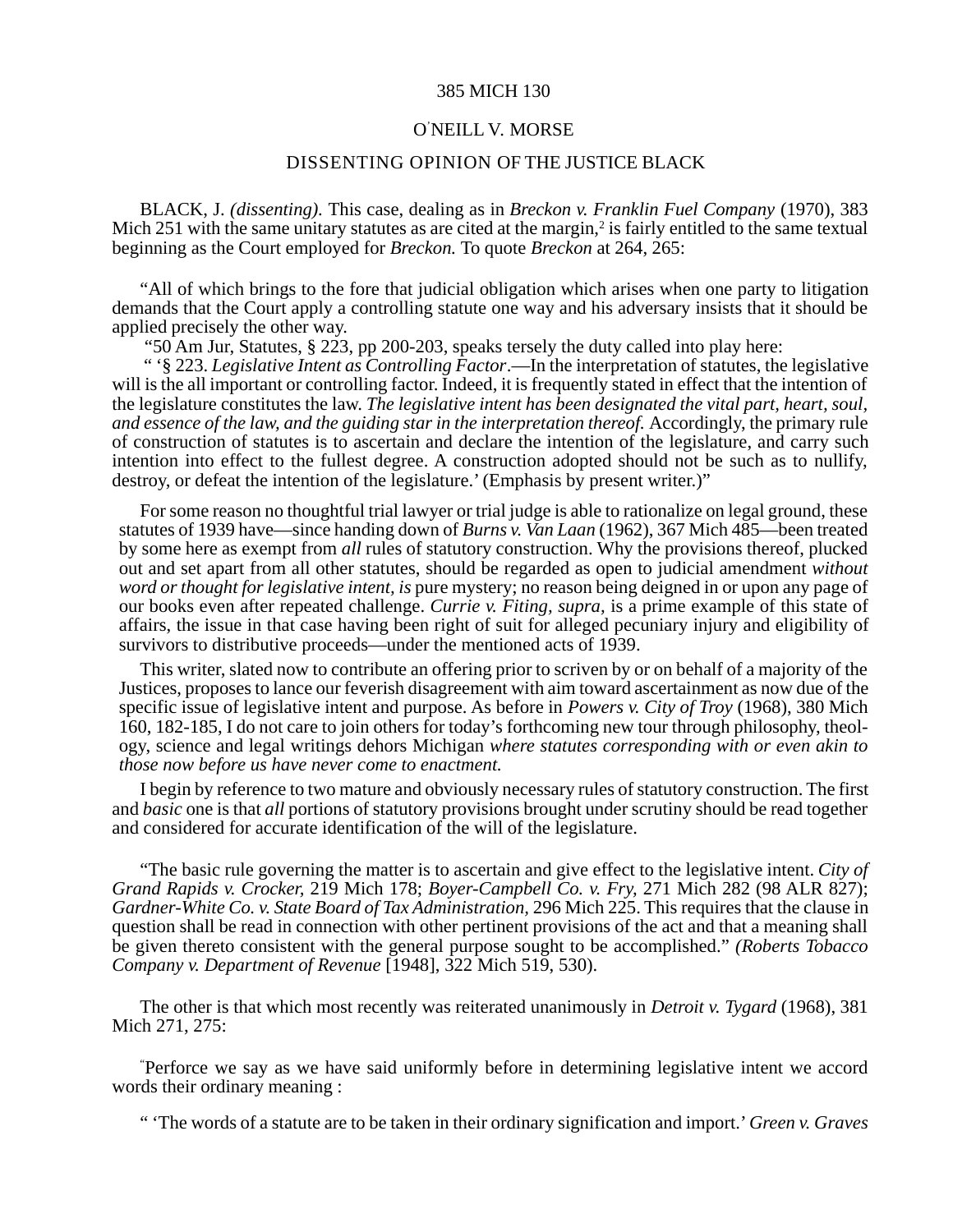385 MICH 130

O'NEILL V. MORSE

DISSENTING OPINION OF THE JUSTICE BLACK

BLACK, J. *(dissenting).* This case, dealing as in *Breckon v. Franklin Fuel Company* (1970), 383 Mich 251 with the same unitary statutes as are cited at the margin,[2] is fairly entitled to the same textual beginning as the Court employed for *Breckon.* To quote *Breckon* at 264, 265:

"All of which brings to the fore that judicial obligation which arises when one party to litigation demands that the Court apply a controlling statute one way and his adversary insists that it should be applied precisely the other way.

"50 Am Jur, Statutes, § 223, pp 200-203, speaks tersely the duty called into play here:

" '§ 223. *Legislative Intent as Controlling Factor*.—In the interpretation of statutes, the legislative will is the all important or controlling factor. Indeed, it is frequently stated in effect that the intention of the legislature constitutes the law. *The legislative intent has been designated the vital part, heart, soul, and essence of the law, and the guiding star in the interpretation thereof.* Accordingly, the primary rule of construction of statutes is to ascertain and declare the intention of the legislature, and carry such intention into effect to the fullest degree. A construction adopted should not be such as to nullify, destroy, or defeat the intention of the legislature.' (Emphasis by present writer.)"

For some reason no thoughtful trial lawyer or trial judge is able to rationalize on legal ground, these statutes of 1939 have—since handing down of *Burns v. Van Laan* (1962), 367 Mich 485—been treated by some here as exempt from *all* rules of statutory construction. Why the provisions thereof, plucked out and set apart from all other statutes, should be regarded as open to judicial amendment *without word or thought for legislative intent, is* pure mystery; no reason being deigned in or upon any page of our books even after repeated challenge. *Currie v. Fiting, supra,* is a prime example of this state of affairs, the issue in that case having been right of suit for alleged pecuniary injury and eligibility of survivors to distributive proceeds—under the mentioned acts of 1939.

This writer, slated now to contribute an offering prior to scriven by or on behalf of a majority of the Justices, proposes to lance our feverish disagreement with aim toward ascertainment as now due of the specific issue of legislative intent and purpose. As before in *Powers v. City of Troy* (1968), 380 Mich 160, 182-185, I do not care to join others for today's forthcoming new tour through philosophy, theology, science and legal writings dehors Michigan *where statutes corresponding with or even akin to those now before us have never come to enactment.*

I begin by reference to two mature and obviously necessary rules of statutory construction. The first and *basic* one is that *all* portions of statutory provisions brought under scrutiny should be read together and considered for accurate identification of the will of the legislature.

"The basic rule governing the matter is to ascertain and give effect to the legislative intent. *City of Grand Rapids v. Crocker,* 219 Mich 178; *Boyer-Campbell Co. v. Fry,* 271 Mich 282 (98 ALR 827); *Gardner-White Co. v. State Board of Tax Administration,* 296 Mich 225. This requires that the clause in question shall be read in connection with other pertinent provisions of the act and that a meaning shall be given thereto consistent with the general purpose sought to be accomplished." *(Roberts Tobacco Company v. Department of Revenue* [1948], 322 Mich 519, 530).

The other is that which most recently was reiterated unanimously in *Detroit v. Tygard* (1968), 381 Mich 271, 275:

"Perforce we say as we have said uniformly before in determining legislative intent we accord words their ordinary meaning :

" 'The words of a statute are to be taken in their ordinary signification and import.' *Green v. Graves*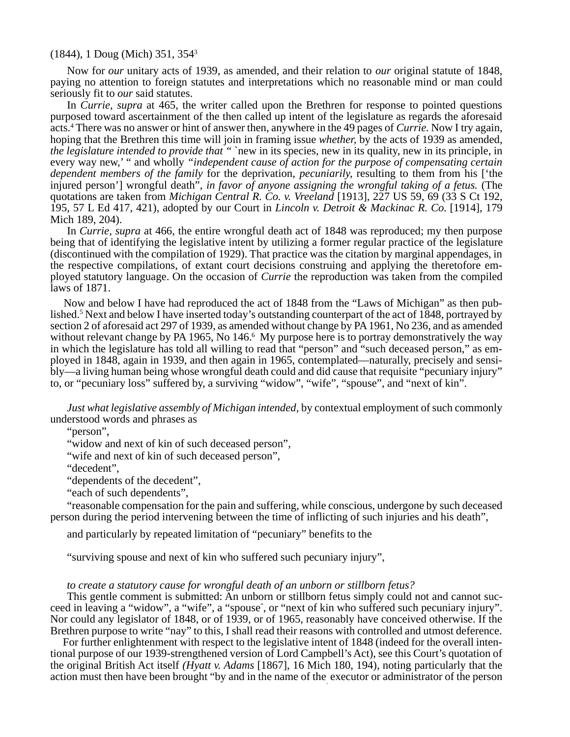(1844), 1 Doug (Mich) 351, 354[3]

Now for *our* unitary acts of 1939, as amended, and their relation to *our* original statute of 1848, paying no attention to foreign statutes and interpretations which no reasonable mind or man could seriously fit to *our* said statutes.

In *Currie, supra* at 465, the writer called upon the Brethren for response to pointed questions purposed toward ascertainment of the then called up intent of the legislature as regards the aforesaid acts.[4] There was no answer or hint of answer then, anywhere in the 49 pages of *Currie.* Now I try again, hoping that the Brethren this time will join in framing issue *whether,* by the acts of 1939 as amended, *the legislature intended to provide that* " `new in its species, new in its quality, new in its principle, in every way new,' " and wholly *"independent cause of action for the purpose of compensating certain dependent members of the family* for the deprivation, *pecuniarily,* resulting to them from his ['the injured person'] wrongful death", *in favor of anyone assigning the wrongful taking of a fetus.* (The quotations are taken from *Michigan Central R. Co. v. Vreeland* [1913], 227 US 59, 69 (33 S Ct 192, 195, 57 L Ed 417, 421), adopted by our Court in *Lincoln v. Detroit & Mackinac R. Co.* [1914], 179 Mich 189, 204).

In *Currie, supra* at 466, the entire wrongful death act of 1848 was reproduced; my then purpose being that of identifying the legislative intent by utilizing a former regular practice of the legislature (discontinued with the compilation of 1929). That practice was the citation by marginal appendages, in the respective compilations, of extant court decisions construing and applying the theretofore employed statutory language. On the occasion of *Currie* the reproduction was taken from the compiled laws of 1871.

Now and below I have had reproduced the act of 1848 from the "Laws of Michigan" as then published.[5] Next and below I have inserted today's outstanding counterpart of the act of 1848, portrayed by section 2 of aforesaid act 297 of 1939, as amended without change by PA 1961, No 236, and as amended without relevant change by PA 1965, No 146.[6] My purpose here is to portray demonstratively the way in which the legislature has told all willing to read that "person" and "such deceased person," as employed in 1848, again in 1939, and then again in 1965, contemplated—naturally, precisely and sensibly—a living human being whose wrongful death could and did cause that requisite "pecuniary injury" to, or "pecuniary loss" suffered by, a surviving "widow", "wife", "spouse", and "next of kin".

*Just what legislative assembly of Michigan intended,* by contextual employment of such commonly understood words and phrases as

"person",

"widow and next of kin of such deceased person",

"wife and next of kin of such deceased person",

"decedent",

"dependents of the decedent",

"each of such dependents",

"reasonable compensation for the pain and suffering, while conscious, undergone by such deceased person during the period intervening between the time of inflicting of such injuries and his death",

and particularly by repeated limitation of "pecuniary" benefits to the

"surviving spouse and next of kin who suffered such pecuniary injury",

*to create a statutory cause for wrongful death of an unborn or stillborn fetus?*

This gentle comment is submitted: An unborn or stillborn fetus simply could not and cannot succeed in leaving a "widow", a "wife", a "spouse", or "next of kin who suffered such pecuniary injury". Nor could any legislator of 1848, or of 1939, or of 1965, reasonably have conceived otherwise. If the Brethren purpose to write "nay" to this, I shall read their reasons with controlled and utmost deference.

For further enlightenment with respect to the legislative intent of 1848 (indeed for the overall intentional purpose of our 1939-strengthened version of Lord Campbell's Act), see this Court's quotation of the original British Act itself *(Hyatt v. Adams* [1867], 16 Mich 180, 194), noting particularly that the action must then have been brought "by and in the name of the executor or administrator of the person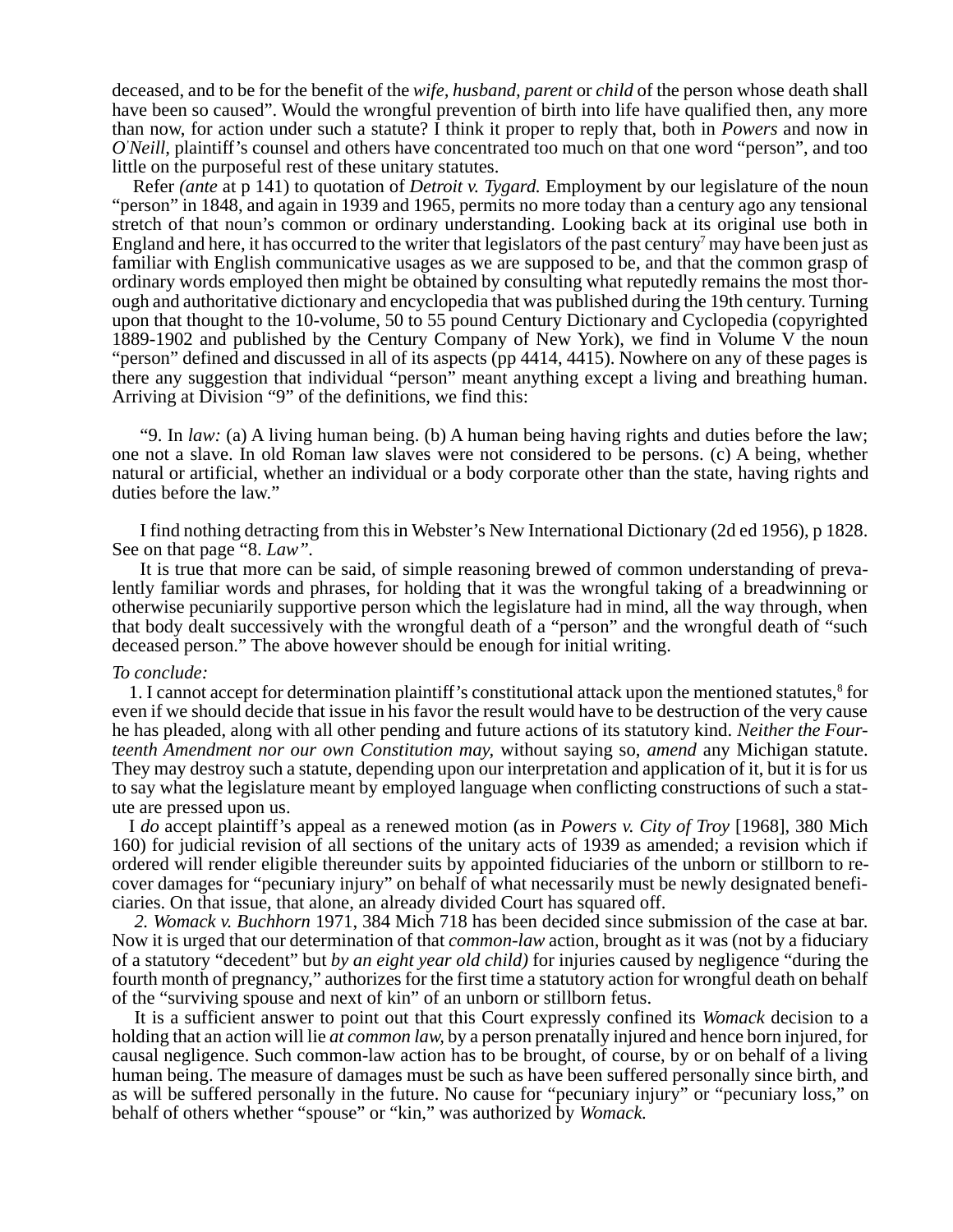deceased, and to be for the benefit of the *wife, husband, parent* or *child* of the person whose death shall have been so caused". Would the wrongful prevention of birth into life have qualified then, any more than now, for action under such a statute? I think it proper to reply that, both in *Powers* and now in *O'Neill,* plaintiff's counsel and others have concentrated too much on that one word "person", and too little on the purposeful rest of these unitary statutes.

Refer *(ante* at p 141) to quotation of *Detroit v. Tygard.* Employment by our legislature of the noun "person" in 1848, and again in 1939 and 1965, permits no more today than a century ago any tensional stretch of that noun's common or ordinary understanding. Looking back at its original use both in England and here, it has occurred to the writer that legislators of the past century[7] may have been just as familiar with English communicative usages as we are supposed to be, and that the common grasp of ordinary words employed then might be obtained by consulting what reputedly remains the most thorough and authoritative dictionary and encyclopedia that was published during the 19th century. Turning upon that thought to the 10-volume, 50 to 55 pound Century Dictionary and Cyclopedia (copyrighted 1889-1902 and published by the Century Company of New York), we find in Volume V the noun "person" defined and discussed in all of its aspects (pp 4414, 4415). Nowhere on any of these pages is there any suggestion that individual "person" meant anything except a living and breathing human. Arriving at Division "9" of the definitions, we find this:

"9. In *law:* (a) A living human being. (b) A human being having rights and duties before the law; one not a slave. In old Roman law slaves were not considered to be persons. (c) A being, whether natural or artificial, whether an individual or a body corporate other than the state, having rights and duties before the law."

I find nothing detracting from this in Webster's New International Dictionary (2d ed 1956), p 1828. See on that page "8. *Law"*.

It is true that more can be said, of simple reasoning brewed of common understanding of prevalently familiar words and phrases, for holding that it was the wrongful taking of a breadwinning or otherwise pecuniarily supportive person which the legislature had in mind, all the way through, when that body dealt successively with the wrongful death of a "person" and the wrongful death of "such deceased person." The above however should be enough for initial writing.

*To conclude:*

1. I cannot accept for determination plaintiff's constitutional attack upon the mentioned statutes,[8] for even if we should decide that issue in his favor the result would have to be destruction of the very cause he has pleaded, along with all other pending and future actions of its statutory kind. *Neither the Fourteenth Amendment nor our own Constitution may,* without saying so, *amend* any Michigan statute. They may destroy such a statute, depending upon our interpretation and application of it, but it is for us to say what the legislature meant by employed language when conflicting constructions of such a statute are pressed upon us.

I *do* accept plaintiff's appeal as a renewed motion (as in *Powers v. City of Troy* [1968], 380 Mich 160) for judicial revision of all sections of the unitary acts of 1939 as amended; a revision which if ordered will render eligible thereunder suits by appointed fiduciaries of the unborn or stillborn to recover damages for "pecuniary injury" on behalf of what necessarily must be newly designated beneficiaries. On that issue, that alone, an already divided Court has squared off.

*2. Womack v. Buchhorn* 1971, 384 Mich 718 has been decided since submission of the case at bar. Now it is urged that our determination of that *common-law* action, brought as it was (not by a fiduciary of a statutory "decedent" but *by an eight year old child)* for injuries caused by negligence "during the fourth month of pregnancy," authorizes for the first time a statutory action for wrongful death on behalf of the "surviving spouse and next of kin" of an unborn or stillborn fetus.

It is a sufficient answer to point out that this Court expressly confined its *Womack* decision to a holding that an action will lie *at common law,* by a person prenatally injured and hence born injured, for causal negligence. Such common-law action has to be brought, of course, by or on behalf of a living human being. The measure of damages must be such as have been suffered personally since birth, and as will be suffered personally in the future. No cause for "pecuniary injury" or "pecuniary loss," on behalf of others whether "spouse" or "kin," was authorized by *Womack.*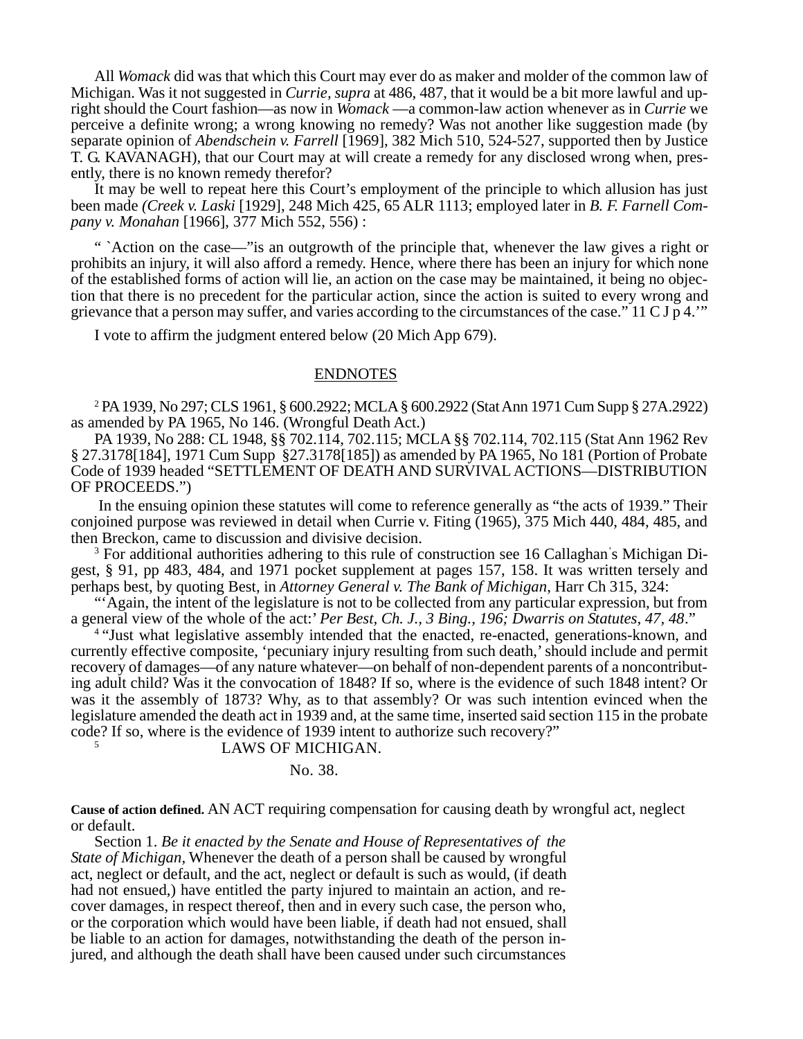All *Womack* did was that which this Court may ever do as maker and molder of the common law of Michigan. Was it not suggested in *Currie, supra* at 486, 487, that it would be a bit more lawful and upright should the Court fashion—as now in *Womack* —a common-law action whenever as in *Currie* we perceive a definite wrong; a wrong knowing no remedy? Was not another like suggestion made (by separate opinion of *Abendschein v. Farrell* [1969], 382 Mich 510, 524-527, supported then by Justice T. G. KAVANAGH), that our Court may at will create a remedy for any disclosed wrong when, presently, there is no known remedy therefor?

It may be well to repeat here this Court's employment of the principle to which allusion has just been made *(Creek v. Laski* [1929], 248 Mich 425, 65 ALR 1113; employed later in *B. F. Farnell Company v. Monahan* [1966], 377 Mich 552, 556) :

> " `Action on the case—"is an outgrowth of the principle that, whenever the law gives a right or prohibits an injury, it will also afford a remedy. Hence, where there has been an injury for which none of the established forms of action will lie, an action on the case may be maintained, it being no objection that there is no precedent for the particular action, since the action is suited to every wrong and grievance that a person may suffer, and varies according to the circumstances of the case." 11 C J p 4.'"

I vote to affirm the judgment entered below (20 Mich App 679).

## ENDNOTES

[2] PA 1939, No 297; CLS 1961, § 600.2922; MCLA § 600.2922 (Stat Ann 1971 Cum Supp § 27A.2922) as amended by PA 1965, No 146. (Wrongful Death Act.)

PA 1939, No 288: CL 1948, §§ 702.114, 702.115; MCLA §§ 702.114, 702.115 (Stat Ann 1962 Rev § 27.3178[184], 1971 Cum Supp §27.3178[185]) as amended by PA 1965, No 181 (Portion of Probate Code of 1939 headed "SETTLEMENT OF DEATH AND SURVIVAL ACTIONS—DISTRIBUTION OF PROCEEDS.")

In the ensuing opinion these statutes will come to reference generally as "the acts of 1939." Their conjoined purpose was reviewed in detail when Currie v. Fiting (1965), 375 Mich 440, 484, 485, and then Breckon, came to discussion and divisive decision.

[3] For additional authorities adhering to this rule of construction see 16 Callaghan's Michigan Digest, § 91, pp 483, 484, and 1971 pocket supplement at pages 157, 158. It was written tersely and perhaps best, by quoting Best, in *Attorney General v. The Bank of Michigan*, Harr Ch 315, 324:

"'Again, the intent of the legislature is not to be collected from any particular expression, but from a general view of the whole of the act:' *Per Best, Ch. J., 3 Bing., 196; Dwarris on Statutes, 47, 48*."

[4] "Just what legislative assembly intended that the enacted, re-enacted, generations-known, and currently effective composite, 'pecuniary injury resulting from such death,' should include and permit recovery of damages—of any nature whatever—on behalf of non-dependent parents of a noncontributing adult child? Was it the convocation of 1848? If so, where is the evidence of such 1848 intent? Or was it the assembly of 1873? Why, as to that assembly? Or was such intention evinced when the legislature amended the death act in 1939 and, at the same time, inserted said section 115 in the probate code? If so, where is the evidence of 1939 intent to authorize such recovery?"

[5] LAWS OF MICHIGAN.

No. 38.

**Cause of action defined.** AN ACT requiring compensation for causing death by wrongful act, neglect or default.

Section 1. *Be it enacted by the Senate and House of Representatives of the State of Michigan*, Whenever the death of a person shall be caused by wrongful act, neglect or default, and the act, neglect or default is such as would, (if death had not ensued,) have entitled the party injured to maintain an action, and recover damages, in respect thereof, then and in every such case, the person who, or the corporation which would have been liable, if death had not ensued, shall be liable to an action for damages, notwithstanding the death of the person injured, and although the death shall have been caused under such circumstances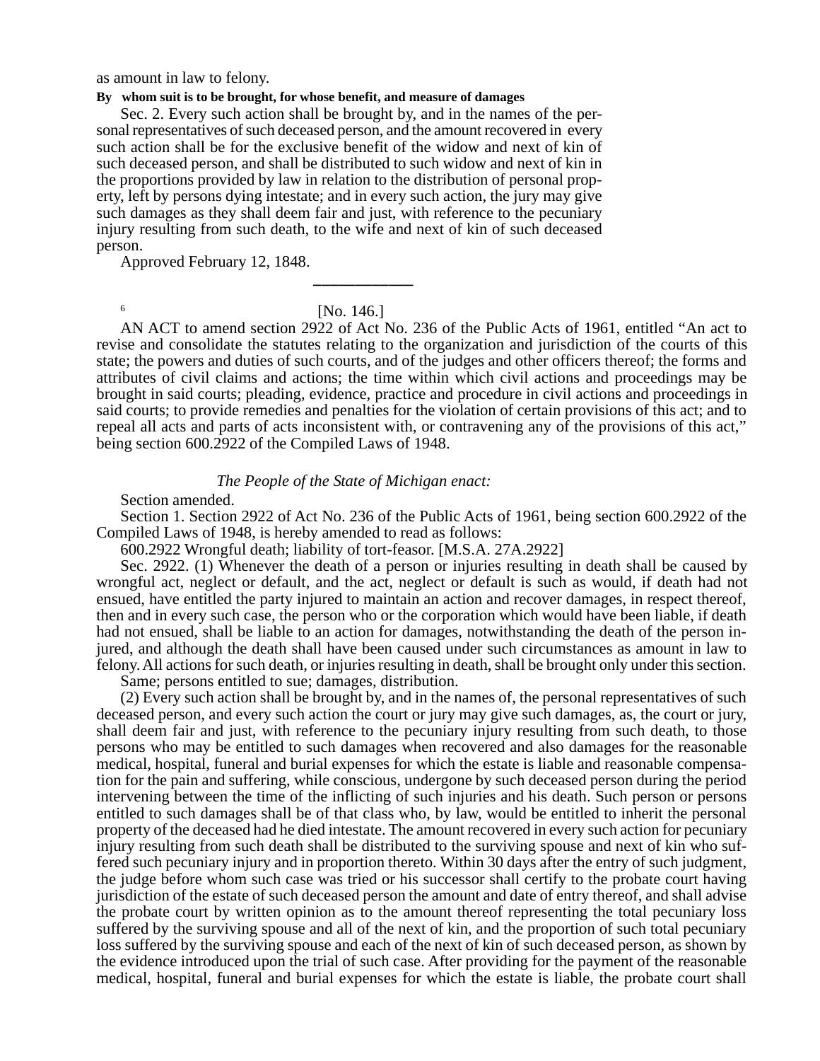as amount in law to felony.

**By whom suit is to be brought, for whose benefit, and measure of damages**

Sec. 2. Every such action shall be brought by, and in the names of the personal representatives of such deceased person, and the amount recovered in every such action shall be for the exclusive benefit of the widow and next of kin of such deceased person, and shall be distributed to such widow and next of kin in the proportions provided by law in relation to the distribution of personal property, left by persons dying intestate; and in every such action, the jury may give such damages as they shall deem fair and just, with reference to the pecuniary injury resulting from such death, to the wife and next of kin of such deceased person.

Approved February 12, 1848.

---

[6]

[No. 146.]

AN ACT to amend section 2922 of Act No. 236 of the Public Acts of 1961, entitled "An act to revise and consolidate the statutes relating to the organization and jurisdiction of the courts of this state; the powers and duties of such courts, and of the judges and other officers thereof; the forms and attributes of civil claims and actions; the time within which civil actions and proceedings may be brought in said courts; pleading, evidence, practice and procedure in civil actions and proceedings in said courts; to provide remedies and penalties for the violation of certain provisions of this act; and to repeal all acts and parts of acts inconsistent with, or contravening any of the provisions of this act," being section 600.2922 of the Compiled Laws of 1948.

*The People of the State of Michigan enact:*

Section amended.

Section 1. Section 2922 of Act No. 236 of the Public Acts of 1961, being section 600.2922 of the Compiled Laws of 1948, is hereby amended to read as follows:

600.2922 Wrongful death; liability of tort-feasor. [M.S.A. 27A.2922]

Sec. 2922. (1) Whenever the death of a person or injuries resulting in death shall be caused by wrongful act, neglect or default, and the act, neglect or default is such as would, if death had not ensued, have entitled the party injured to maintain an action and recover damages, in respect thereof, then and in every such case, the person who or the corporation which would have been liable, if death had not ensued, shall be liable to an action for damages, notwithstanding the death of the person injured, and although the death shall have been caused under such circumstances as amount in law to felony. All actions for such death, or injuries resulting in death, shall be brought only under this section.

Same; persons entitled to sue; damages, distribution.

(2) Every such action shall be brought by, and in the names of, the personal representatives of such deceased person, and every such action the court or jury may give such damages, as, the court or jury, shall deem fair and just, with reference to the pecuniary injury resulting from such death, to those persons who may be entitled to such damages when recovered and also damages for the reasonable medical, hospital, funeral and burial expenses for which the estate is liable and reasonable compensation for the pain and suffering, while conscious, undergone by such deceased person during the period intervening between the time of the inflicting of such injuries and his death. Such person or persons entitled to such damages shall be of that class who, by law, would be entitled to inherit the personal property of the deceased had he died intestate. The amount recovered in every such action for pecuniary injury resulting from such death shall be distributed to the surviving spouse and next of kin who suffered such pecuniary injury and in proportion thereto. Within 30 days after the entry of such judgment, the judge before whom such case was tried or his successor shall certify to the probate court having jurisdiction of the estate of such deceased person the amount and date of entry thereof, and shall advise the probate court by written opinion as to the amount thereof representing the total pecuniary loss suffered by the surviving spouse and all of the next of kin, and the proportion of such total pecuniary loss suffered by the surviving spouse and each of the next of kin of such deceased person, as shown by the evidence introduced upon the trial of such case. After providing for the payment of the reasonable medical, hospital, funeral and burial expenses for which the estate is liable, the probate court shall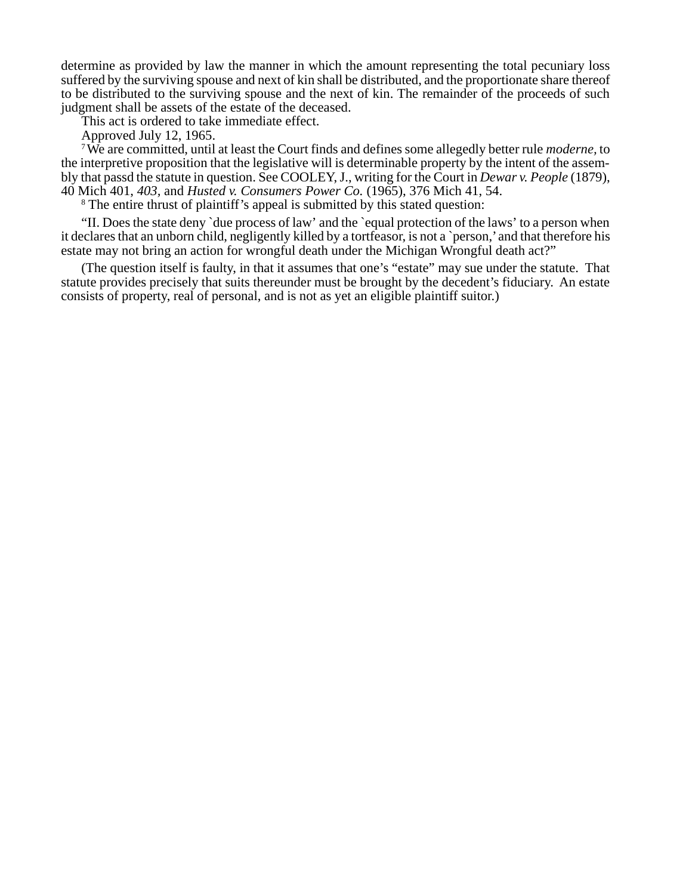determine as provided by law the manner in which the amount representing the total pecuniary loss suffered by the surviving spouse and next of kin shall be distributed, and the proportionate share thereof to be distributed to the surviving spouse and the next of kin. The remainder of the proceeds of such judgment shall be assets of the estate of the deceased.

This act is ordered to take immediate effect.

Approved July 12, 1965.

[7] We are committed, until at least the Court finds and defines some allegedly better rule *moderne,* to the interpretive proposition that the legislative will is determinable property by the intent of the assembly that passd the statute in question. See COOLEY, J., writing for the Court in *Dewar v. People* (1879), 40 Mich 401, *403,* and *Husted v. Consumers Power Co.* (1965), 376 Mich 41, 54.

[8] The entire thrust of plaintiff's appeal is submitted by this stated question:

"II. Does the state deny `due process of law' and the `equal protection of the laws' to a person when it declares that an unborn child, negligently killed by a tortfeasor, is not a `person,' and that therefore his estate may not bring an action for wrongful death under the Michigan Wrongful death act?"

(The question itself is faulty, in that it assumes that one's "estate" may sue under the statute. That statute provides precisely that suits thereunder must be brought by the decedent's fiduciary. An estate consists of property, real of personal, and is not as yet an eligible plaintiff suitor.)